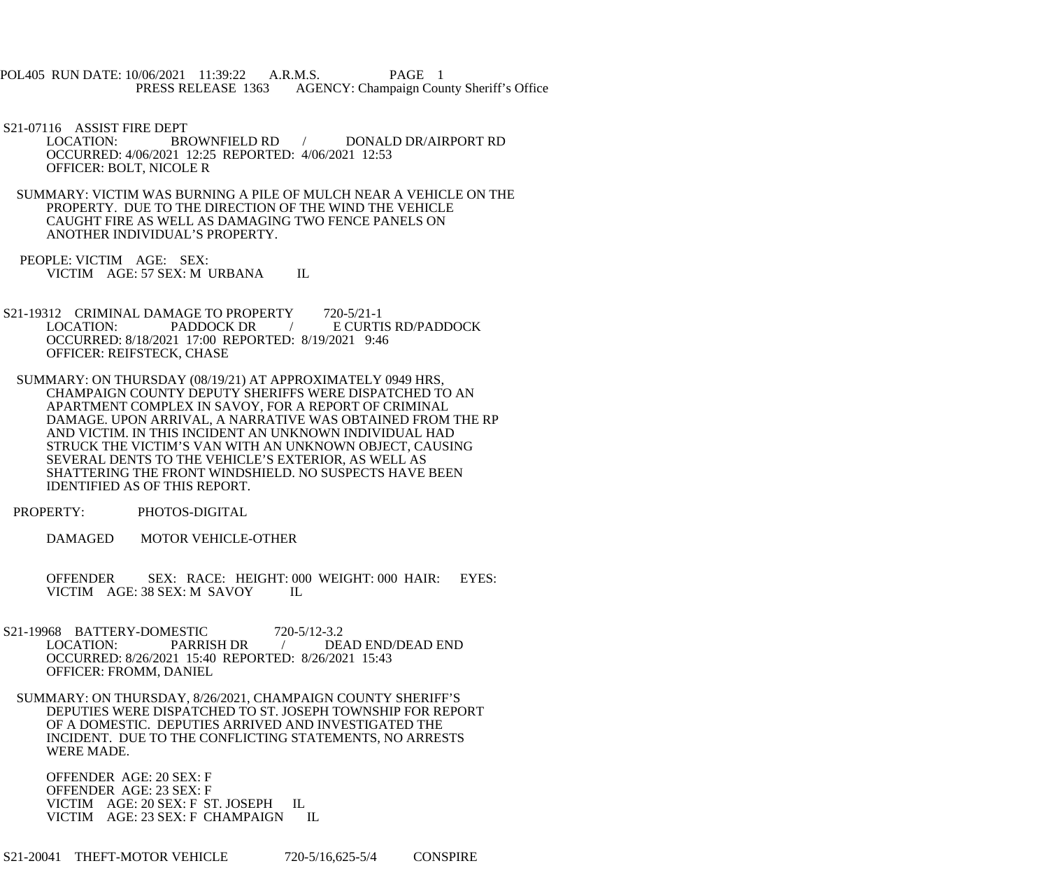POL405 RUN DATE: 10/06/2021 11:39:22 A.R.M.S. PAGE 1
PRESS RELEASE 1363 AGENCY: Champaign County Sheriff's Office

S21-07116 ASSIST FIRE DEPT
LOCATION: BROWNFIELD RD / DONALD DR/AIRPORT RD
OCCURRED: 4/06/2021 12:25 REPORTED: 4/06/2021 12:53
OFFICER: BOLT, NICOLE R

SUMMARY: VICTIM WAS BURNING A PILE OF MULCH NEAR A VEHICLE ON THE PROPERTY. DUE TO THE DIRECTION OF THE WIND THE VEHICLE CAUGHT FIRE AS WELL AS DAMAGING TWO FENCE PANELS ON ANOTHER INDIVIDUAL'S PROPERTY.

PEOPLE: VICTIM AGE: SEX:
VICTIM AGE: 57 SEX: M URBANA IL

S21-19312 CRIMINAL DAMAGE TO PROPERTY 720-5/21-1
LOCATION: PADDOCK DR / E CURTIS RD/PADDOCK
OCCURRED: 8/18/2021 17:00 REPORTED: 8/19/2021 9:46
OFFICER: REIFSTECK, CHASE

SUMMARY: ON THURSDAY (08/19/21) AT APPROXIMATELY 0949 HRS, CHAMPAIGN COUNTY DEPUTY SHERIFFS WERE DISPATCHED TO AN APARTMENT COMPLEX IN SAVOY, FOR A REPORT OF CRIMINAL DAMAGE. UPON ARRIVAL, A NARRATIVE WAS OBTAINED FROM THE RP AND VICTIM. IN THIS INCIDENT AN UNKNOWN INDIVIDUAL HAD STRUCK THE VICTIM'S VAN WITH AN UNKNOWN OBJECT, CAUSING SEVERAL DENTS TO THE VEHICLE'S EXTERIOR, AS WELL AS SHATTERING THE FRONT WINDSHIELD. NO SUSPECTS HAVE BEEN IDENTIFIED AS OF THIS REPORT.

PROPERTY: PHOTOS-DIGITAL

DAMAGED MOTOR VEHICLE-OTHER

OFFENDER SEX: RACE: HEIGHT: 000 WEIGHT: 000 HAIR: EYES:
VICTIM AGE: 38 SEX: M SAVOY IL

S21-19968 BATTERY-DOMESTIC 720-5/12-3.2
LOCATION: PARRISH DR / DEAD END/DEAD END
OCCURRED: 8/26/2021 15:40 REPORTED: 8/26/2021 15:43
OFFICER: FROMM, DANIEL

SUMMARY: ON THURSDAY, 8/26/2021, CHAMPAIGN COUNTY SHERIFF'S DEPUTIES WERE DISPATCHED TO ST. JOSEPH TOWNSHIP FOR REPORT OF A DOMESTIC. DEPUTIES ARRIVED AND INVESTIGATED THE INCIDENT. DUE TO THE CONFLICTING STATEMENTS, NO ARRESTS WERE MADE.

OFFENDER AGE: 20 SEX: F
OFFENDER AGE: 23 SEX: F
VICTIM AGE: 20 SEX: F ST. JOSEPH IL
VICTIM AGE: 23 SEX: F CHAMPAIGN IL

S21-20041 THEFT-MOTOR VEHICLE 720-5/16,625-5/4 CONSPIRE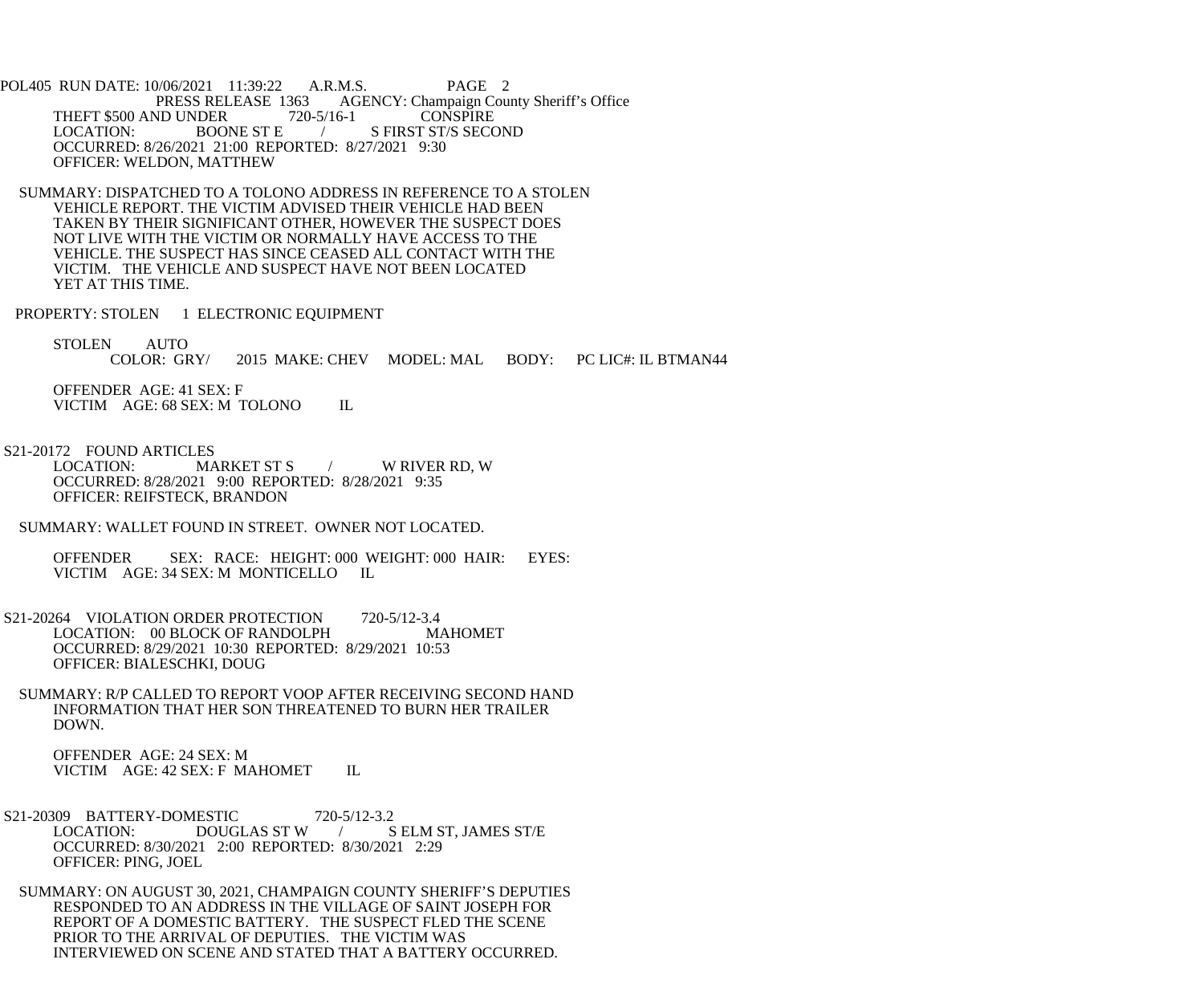POL405 RUN DATE: 10/06/2021 11:39:22 A.R.M.S. PAGE 2
PRESS RELEASE 1363 AGENCY: Champaign County Sheriff's Office

THEFT $500 AND UNDER 720-5/16-1 CONSPIRE
LOCATION: BOONE ST E / S FIRST ST/S SECOND
OCCURRED: 8/26/2021 21:00 REPORTED: 8/27/2021 9:30
OFFICER: WELDON, MATTHEW

SUMMARY: DISPATCHED TO A TOLONO ADDRESS IN REFERENCE TO A STOLEN VEHICLE REPORT. THE VICTIM ADVISED THEIR VEHICLE HAD BEEN TAKEN BY THEIR SIGNIFICANT OTHER, HOWEVER THE SUSPECT DOES NOT LIVE WITH THE VICTIM OR NORMALLY HAVE ACCESS TO THE VEHICLE. THE SUSPECT HAS SINCE CEASED ALL CONTACT WITH THE VICTIM. THE VEHICLE AND SUSPECT HAVE NOT BEEN LOCATED YET AT THIS TIME.

PROPERTY: STOLEN 1 ELECTRONIC EQUIPMENT

STOLEN AUTO
COLOR: GRY/ 2015 MAKE: CHEV MODEL: MAL BODY: PC LIC#: IL BTMAN44

OFFENDER AGE: 41 SEX: F
VICTIM AGE: 68 SEX: M TOLONO IL

S21-20172 FOUND ARTICLES
LOCATION: MARKET ST S / W RIVER RD, W
OCCURRED: 8/28/2021 9:00 REPORTED: 8/28/2021 9:35
OFFICER: REIFSTECK, BRANDON

SUMMARY: WALLET FOUND IN STREET. OWNER NOT LOCATED.

OFFENDER SEX: RACE: HEIGHT: 000 WEIGHT: 000 HAIR: EYES:
VICTIM AGE: 34 SEX: M MONTICELLO IL

S21-20264 VIOLATION ORDER PROTECTION 720-5/12-3.4
LOCATION: 00 BLOCK OF RANDOLPH MAHOMET
OCCURRED: 8/29/2021 10:30 REPORTED: 8/29/2021 10:53
OFFICER: BIALESCHKI, DOUG

SUMMARY: R/P CALLED TO REPORT VOOP AFTER RECEIVING SECOND HAND INFORMATION THAT HER SON THREATENED TO BURN HER TRAILER DOWN.

OFFENDER AGE: 24 SEX: M
VICTIM AGE: 42 SEX: F MAHOMET IL

S21-20309 BATTERY-DOMESTIC 720-5/12-3.2
LOCATION: DOUGLAS ST W / S ELM ST, JAMES ST/E
OCCURRED: 8/30/2021 2:00 REPORTED: 8/30/2021 2:29
OFFICER: PING, JOEL

SUMMARY: ON AUGUST 30, 2021, CHAMPAIGN COUNTY SHERIFF'S DEPUTIES RESPONDED TO AN ADDRESS IN THE VILLAGE OF SAINT JOSEPH FOR REPORT OF A DOMESTIC BATTERY. THE SUSPECT FLED THE SCENE PRIOR TO THE ARRIVAL OF DEPUTIES. THE VICTIM WAS INTERVIEWED ON SCENE AND STATED THAT A BATTERY OCCURRED.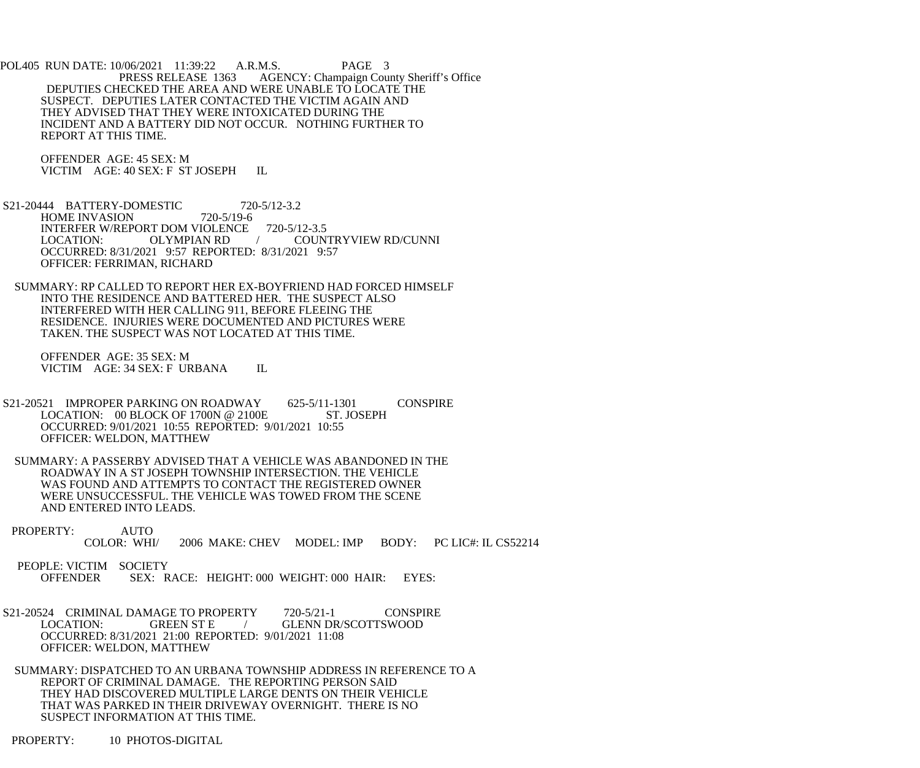DEPUTIES CHECKED THE AREA AND WERE UNABLE TO LOCATE THE SUSPECT. DEPUTIES LATER CONTACTED THE VICTIM AGAIN AND THEY ADVISED THAT THEY WERE INTOXICATED DURING THE INCIDENT AND A BATTERY DID NOT OCCUR. NOTHING FURTHER TO REPORT AT THIS TIME.

OFFENDER AGE: 45 SEX: M
VICTIM AGE: 40 SEX: F ST JOSEPH IL

S21-20444 BATTERY-DOMESTIC 720-5/12-3.2
HOME INVASION 720-5/19-6
INTERFER W/REPORT DOM VIOLENCE 720-5/12-3.5
LOCATION: OLYMPIAN RD / COUNTRYVIEW RD/CUNNI
OCCURRED: 8/31/2021 9:57 REPORTED: 8/31/2021 9:57
OFFICER: FERRIMAN, RICHARD

SUMMARY: RP CALLED TO REPORT HER EX-BOYFRIEND HAD FORCED HIMSELF INTO THE RESIDENCE AND BATTERED HER. THE SUSPECT ALSO INTERFERED WITH HER CALLING 911, BEFORE FLEEING THE RESIDENCE. INJURIES WERE DOCUMENTED AND PICTURES WERE TAKEN. THE SUSPECT WAS NOT LOCATED AT THIS TIME.

OFFENDER AGE: 35 SEX: M
VICTIM AGE: 34 SEX: F URBANA IL

S21-20521 IMPROPER PARKING ON ROADWAY 625-5/11-1301 CONSPIRE
LOCATION: 00 BLOCK OF 1700N @ 2100E ST. JOSEPH
OCCURRED: 9/01/2021 10:55 REPORTED: 9/01/2021 10:55
OFFICER: WELDON, MATTHEW

SUMMARY: A PASSERBY ADVISED THAT A VEHICLE WAS ABANDONED IN THE ROADWAY IN A ST JOSEPH TOWNSHIP INTERSECTION. THE VEHICLE WAS FOUND AND ATTEMPTS TO CONTACT THE REGISTERED OWNER WERE UNSUCCESSFUL. THE VEHICLE WAS TOWED FROM THE SCENE AND ENTERED INTO LEADS.

PROPERTY: AUTO
COLOR: WHI/ 2006 MAKE: CHEV MODEL: IMP BODY: PC LIC#: IL CS52214

PEOPLE: VICTIM SOCIETY
OFFENDER SEX: RACE: HEIGHT: 000 WEIGHT: 000 HAIR: EYES:

S21-20524 CRIMINAL DAMAGE TO PROPERTY 720-5/21-1 CONSPIRE
LOCATION: GREEN ST E / GLENN DR/SCOTTSWOOD
OCCURRED: 8/31/2021 21:00 REPORTED: 9/01/2021 11:08
OFFICER: WELDON, MATTHEW

SUMMARY: DISPATCHED TO AN URBANA TOWNSHIP ADDRESS IN REFERENCE TO A REPORT OF CRIMINAL DAMAGE. THE REPORTING PERSON SAID THEY HAD DISCOVERED MULTIPLE LARGE DENTS ON THEIR VEHICLE THAT WAS PARKED IN THEIR DRIVEWAY OVERNIGHT. THERE IS NO SUSPECT INFORMATION AT THIS TIME.

PROPERTY: 10 PHOTOS-DIGITAL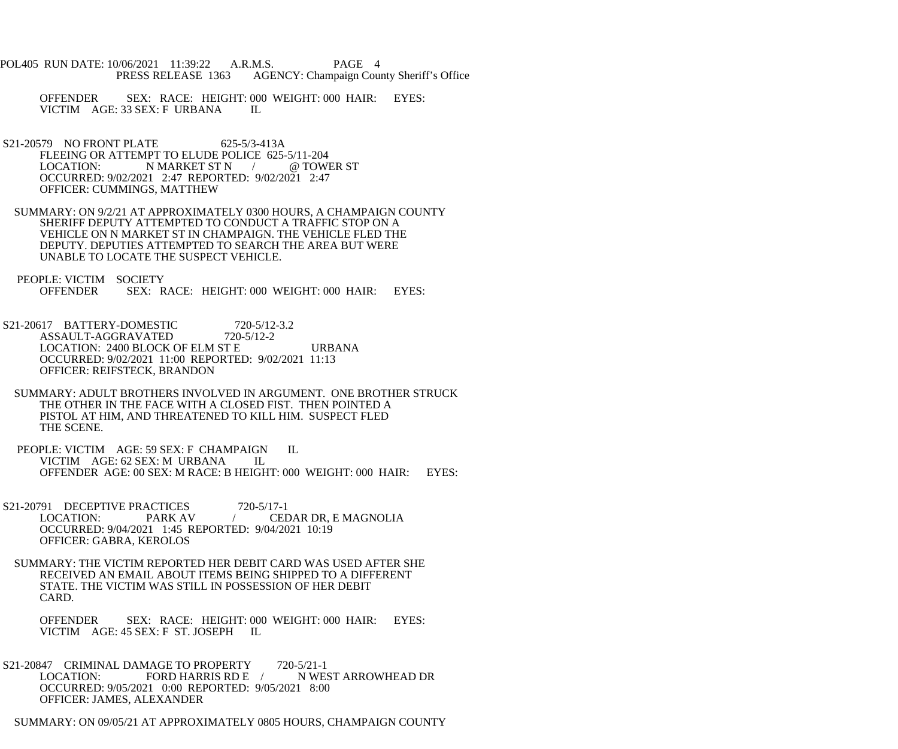OFFENDER SEX: RACE: HEIGHT: 000 WEIGHT: 000 HAIR: EYES:
VICTIM AGE: 33 SEX: F URBANA IL

S21-20579 NO FRONT PLATE 625-5/3-413A
FLEEING OR ATTEMPT TO ELUDE POLICE 625-5/11-204
LOCATION: N MARKET ST N / @ TOWER ST
OCCURRED: 9/02/2021 2:47 REPORTED: 9/02/2021 2:47
OFFICER: CUMMINGS, MATTHEW

SUMMARY: ON 9/2/21 AT APPROXIMATELY 0300 HOURS, A CHAMPAIGN COUNTY SHERIFF DEPUTY ATTEMPTED TO CONDUCT A TRAFFIC STOP ON A VEHICLE ON N MARKET ST IN CHAMPAIGN. THE VEHICLE FLED THE DEPUTY. DEPUTIES ATTEMPTED TO SEARCH THE AREA BUT WERE UNABLE TO LOCATE THE SUSPECT VEHICLE.

PEOPLE: VICTIM SOCIETY
OFFENDER SEX: RACE: HEIGHT: 000 WEIGHT: 000 HAIR: EYES:

S21-20617 BATTERY-DOMESTIC 720-5/12-3.2
ASSAULT-AGGRAVATED 720-5/12-2
LOCATION: 2400 BLOCK OF ELM ST E URBANA
OCCURRED: 9/02/2021 11:00 REPORTED: 9/02/2021 11:13
OFFICER: REIFSTECK, BRANDON

SUMMARY: ADULT BROTHERS INVOLVED IN ARGUMENT. ONE BROTHER STRUCK THE OTHER IN THE FACE WITH A CLOSED FIST. THEN POINTED A PISTOL AT HIM, AND THREATENED TO KILL HIM. SUSPECT FLED THE SCENE.

PEOPLE: VICTIM AGE: 59 SEX: F CHAMPAIGN IL
VICTIM AGE: 62 SEX: M URBANA IL
OFFENDER AGE: 00 SEX: M RACE: B HEIGHT: 000 WEIGHT: 000 HAIR: EYES:

S21-20791 DECEPTIVE PRACTICES 720-5/17-1
LOCATION: PARK AV / CEDAR DR, E MAGNOLIA
OCCURRED: 9/04/2021 1:45 REPORTED: 9/04/2021 10:19
OFFICER: GABRA, KEROLOS

SUMMARY: THE VICTIM REPORTED HER DEBIT CARD WAS USED AFTER SHE RECEIVED AN EMAIL ABOUT ITEMS BEING SHIPPED TO A DIFFERENT STATE. THE VICTIM WAS STILL IN POSSESSION OF HER DEBIT CARD.

OFFENDER SEX: RACE: HEIGHT: 000 WEIGHT: 000 HAIR: EYES:
VICTIM AGE: 45 SEX: F ST. JOSEPH IL

S21-20847 CRIMINAL DAMAGE TO PROPERTY 720-5/21-1
LOCATION: FORD HARRIS RD E / N WEST ARROWHEAD DR
OCCURRED: 9/05/2021 0:00 REPORTED: 9/05/2021 8:00
OFFICER: JAMES, ALEXANDER

SUMMARY: ON 09/05/21 AT APPROXIMATELY 0805 HOURS, CHAMPAIGN COUNTY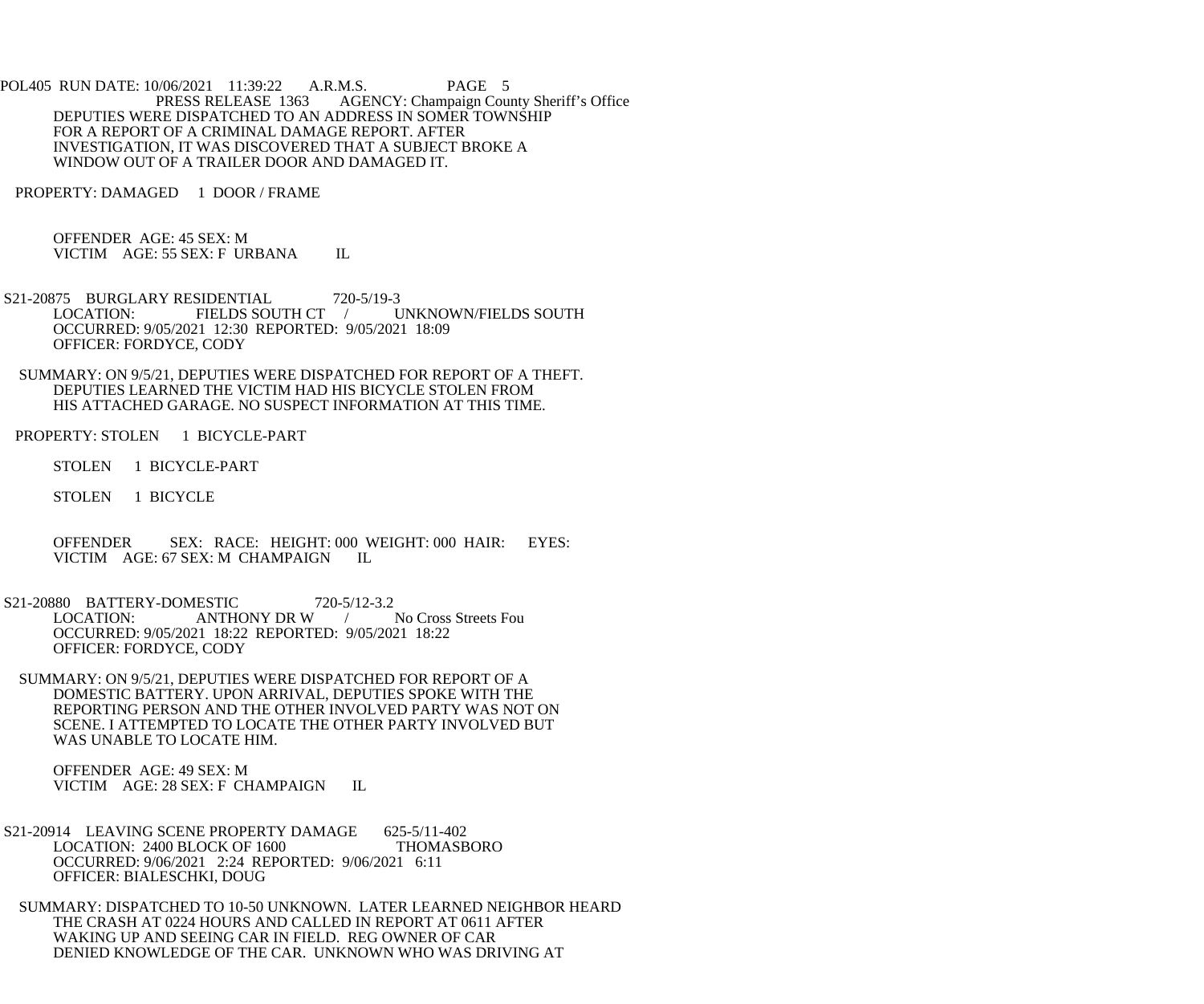DEPUTIES WERE DISPATCHED TO AN ADDRESS IN SOMER TOWNSHIP FOR A REPORT OF A CRIMINAL DAMAGE REPORT. AFTER INVESTIGATION, IT WAS DISCOVERED THAT A SUBJECT BROKE A WINDOW OUT OF A TRAILER DOOR AND DAMAGED IT.

PROPERTY: DAMAGED 1 DOOR / FRAME

OFFENDER AGE: 45 SEX: M
VICTIM AGE: 55 SEX: F URBANA IL

S21-20875 BURGLARY RESIDENTIAL 720-5/19-3
LOCATION: FIELDS SOUTH CT / UNKNOWN/FIELDS SOUTH
OCCURRED: 9/05/2021 12:30 REPORTED: 9/05/2021 18:09
OFFICER: FORDYCE, CODY

SUMMARY: ON 9/5/21, DEPUTIES WERE DISPATCHED FOR REPORT OF A THEFT. DEPUTIES LEARNED THE VICTIM HAD HIS BICYCLE STOLEN FROM HIS ATTACHED GARAGE. NO SUSPECT INFORMATION AT THIS TIME.

PROPERTY: STOLEN 1 BICYCLE-PART

STOLEN 1 BICYCLE-PART

STOLEN 1 BICYCLE

OFFENDER SEX: RACE: HEIGHT: 000 WEIGHT: 000 HAIR: EYES:
VICTIM AGE: 67 SEX: M CHAMPAIGN IL

S21-20880 BATTERY-DOMESTIC 720-5/12-3.2
LOCATION: ANTHONY DR W / No Cross Streets Fou
OCCURRED: 9/05/2021 18:22 REPORTED: 9/05/2021 18:22
OFFICER: FORDYCE, CODY

SUMMARY: ON 9/5/21, DEPUTIES WERE DISPATCHED FOR REPORT OF A DOMESTIC BATTERY. UPON ARRIVAL, DEPUTIES SPOKE WITH THE REPORTING PERSON AND THE OTHER INVOLVED PARTY WAS NOT ON SCENE. I ATTEMPTED TO LOCATE THE OTHER PARTY INVOLVED BUT WAS UNABLE TO LOCATE HIM.

OFFENDER AGE: 49 SEX: M
VICTIM AGE: 28 SEX: F CHAMPAIGN IL

S21-20914 LEAVING SCENE PROPERTY DAMAGE 625-5/11-402
LOCATION: 2400 BLOCK OF 1600 THOMASBORO
OCCURRED: 9/06/2021 2:24 REPORTED: 9/06/2021 6:11
OFFICER: BIALESCHKI, DOUG

SUMMARY: DISPATCHED TO 10-50 UNKNOWN. LATER LEARNED NEIGHBOR HEARD THE CRASH AT 0224 HOURS AND CALLED IN REPORT AT 0611 AFTER WAKING UP AND SEEING CAR IN FIELD. REG OWNER OF CAR DENIED KNOWLEDGE OF THE CAR. UNKNOWN WHO WAS DRIVING AT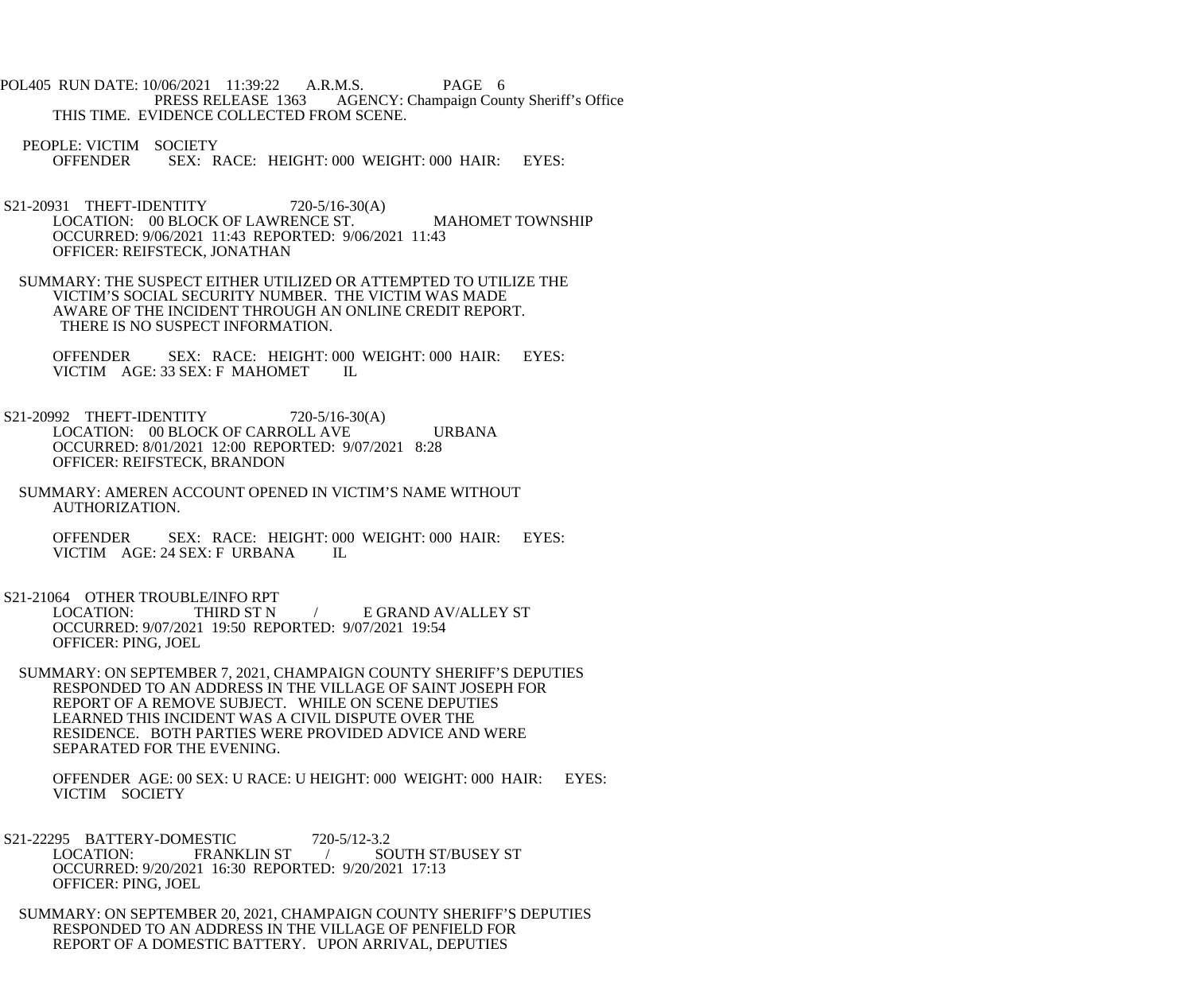THIS TIME. EVIDENCE COLLECTED FROM SCENE.

PEOPLE: VICTIM SOCIETY
OFFENDER SEX: RACE: HEIGHT: 000 WEIGHT: 000 HAIR: EYES:

S21-20931 THEFT-IDENTITY 720-5/16-30(A)
LOCATION: 00 BLOCK OF LAWRENCE ST. MAHOMET TOWNSHIP
OCCURRED: 9/06/2021 11:43 REPORTED: 9/06/2021 11:43
OFFICER: REIFSTECK, JONATHAN

SUMMARY: THE SUSPECT EITHER UTILIZED OR ATTEMPTED TO UTILIZE THE VICTIM'S SOCIAL SECURITY NUMBER. THE VICTIM WAS MADE AWARE OF THE INCIDENT THROUGH AN ONLINE CREDIT REPORT. THERE IS NO SUSPECT INFORMATION.

OFFENDER SEX: RACE: HEIGHT: 000 WEIGHT: 000 HAIR: EYES:
VICTIM AGE: 33 SEX: F MAHOMET IL

S21-20992 THEFT-IDENTITY 720-5/16-30(A)
LOCATION: 00 BLOCK OF CARROLL AVE URBANA
OCCURRED: 8/01/2021 12:00 REPORTED: 9/07/2021 8:28
OFFICER: REIFSTECK, BRANDON

SUMMARY: AMEREN ACCOUNT OPENED IN VICTIM'S NAME WITHOUT AUTHORIZATION.

OFFENDER SEX: RACE: HEIGHT: 000 WEIGHT: 000 HAIR: EYES:
VICTIM AGE: 24 SEX: F URBANA IL

S21-21064 OTHER TROUBLE/INFO RPT
LOCATION: THIRD ST N / E GRAND AV/ALLEY ST
OCCURRED: 9/07/2021 19:50 REPORTED: 9/07/2021 19:54
OFFICER: PING, JOEL

SUMMARY: ON SEPTEMBER 7, 2021, CHAMPAIGN COUNTY SHERIFF'S DEPUTIES RESPONDED TO AN ADDRESS IN THE VILLAGE OF SAINT JOSEPH FOR REPORT OF A REMOVE SUBJECT. WHILE ON SCENE DEPUTIES LEARNED THIS INCIDENT WAS A CIVIL DISPUTE OVER THE RESIDENCE. BOTH PARTIES WERE PROVIDED ADVICE AND WERE SEPARATED FOR THE EVENING.

OFFENDER AGE: 00 SEX: U RACE: U HEIGHT: 000 WEIGHT: 000 HAIR: EYES:
VICTIM SOCIETY

S21-22295 BATTERY-DOMESTIC 720-5/12-3.2
LOCATION: FRANKLIN ST / SOUTH ST/BUSEY ST
OCCURRED: 9/20/2021 16:30 REPORTED: 9/20/2021 17:13
OFFICER: PING, JOEL

SUMMARY: ON SEPTEMBER 20, 2021, CHAMPAIGN COUNTY SHERIFF'S DEPUTIES RESPONDED TO AN ADDRESS IN THE VILLAGE OF PENFIELD FOR REPORT OF A DOMESTIC BATTERY. UPON ARRIVAL, DEPUTIES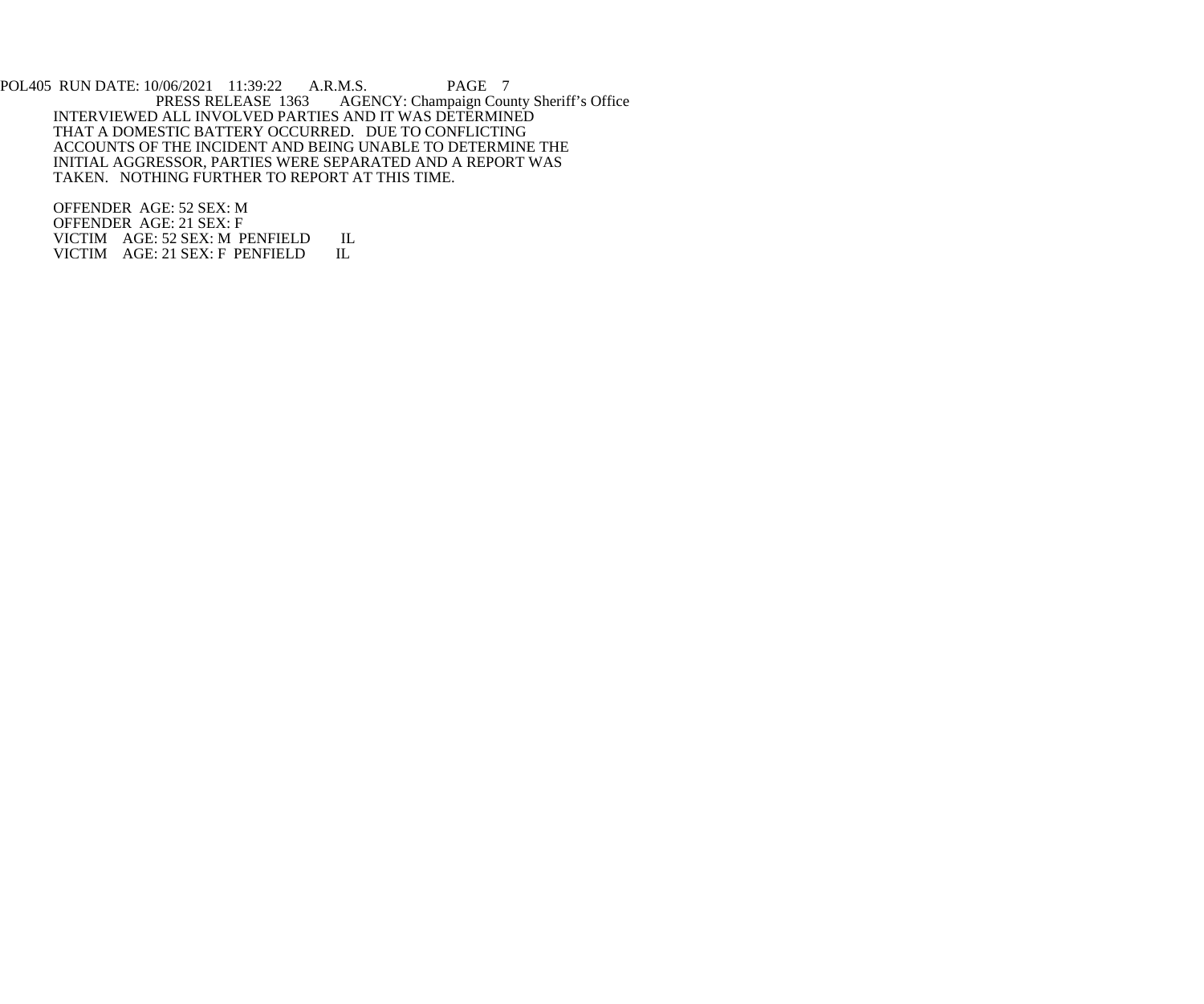INTERVIEWED ALL INVOLVED PARTIES AND IT WAS DETERMINED THAT A DOMESTIC BATTERY OCCURRED. DUE TO CONFLICTING ACCOUNTS OF THE INCIDENT AND BEING UNABLE TO DETERMINE THE INITIAL AGGRESSOR, PARTIES WERE SEPARATED AND A REPORT WAS TAKEN. NOTHING FURTHER TO REPORT AT THIS TIME.

OFFENDER AGE: 52 SEX: M
OFFENDER AGE: 21 SEX: F
VICTIM AGE: 52 SEX: M PENFIELD IL
VICTIM AGE: 21 SEX: F PENFIELD IL